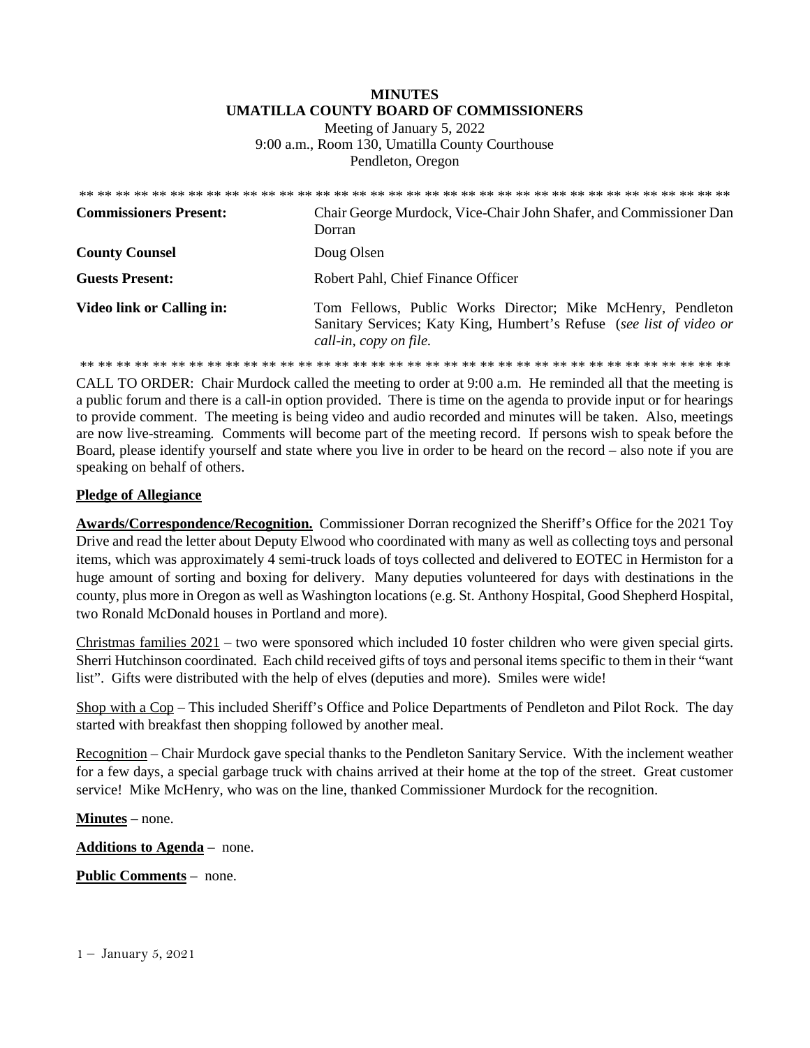**MINUTES**
**UMATILLA COUNTY BOARD OF COMMISSIONERS**

Meeting of January 5, 2022
9:00 a.m., Room 130, Umatilla County Courthouse
Pendleton, Oregon

** ** ** ** ** ** ** ** ** ** ** ** ** ** ** ** ** ** ** ** ** ** ** ** ** ** ** ** ** ** ** ** ** ** ** ** ** ** **

| | |
|---|---|
| **Commissioners Present:** | Chair George Murdock, Vice-Chair John Shafer, and Commissioner Dan Dorran |
| **County Counsel** | Doug Olsen |
| **Guests Present:** | Robert Pahl, Chief Finance Officer |
| **Video link or Calling in:** | Tom Fellows, Public Works Director; Mike McHenry, Pendleton Sanitary Services; Katy King, Humbert's Refuse (*see list of video or call-in, copy on file.* |

** ** ** ** ** ** ** ** ** ** ** ** ** ** ** ** ** ** ** ** ** ** ** ** ** ** ** ** ** ** ** ** ** ** ** ** ** ** **

CALL TO ORDER: Chair Murdock called the meeting to order at 9:00 a.m. He reminded all that the meeting is a public forum and there is a call-in option provided. There is time on the agenda to provide input or for hearings to provide comment. The meeting is being video and audio recorded and minutes will be taken. Also, meetings are now live-streaming. Comments will become part of the meeting record. If persons wish to speak before the Board, please identify yourself and state where you live in order to be heard on the record – also note if you are speaking on behalf of others.

**Pledge of Allegiance**

**Awards/Correspondence/Recognition.** Commissioner Dorran recognized the Sheriff's Office for the 2021 Toy Drive and read the letter about Deputy Elwood who coordinated with many as well as collecting toys and personal items, which was approximately 4 semi-truck loads of toys collected and delivered to EOTEC in Hermiston for a huge amount of sorting and boxing for delivery. Many deputies volunteered for days with destinations in the county, plus more in Oregon as well as Washington locations (e.g. St. Anthony Hospital, Good Shepherd Hospital, two Ronald McDonald houses in Portland and more).

Christmas families 2021 – two were sponsored which included 10 foster children who were given special girts. Sherri Hutchinson coordinated. Each child received gifts of toys and personal items specific to them in their "want list". Gifts were distributed with the help of elves (deputies and more). Smiles were wide!

Shop with a Cop – This included Sheriff's Office and Police Departments of Pendleton and Pilot Rock. The day started with breakfast then shopping followed by another meal.

Recognition – Chair Murdock gave special thanks to the Pendleton Sanitary Service. With the inclement weather for a few days, a special garbage truck with chains arrived at their home at the top of the street. Great customer service! Mike McHenry, who was on the line, thanked Commissioner Murdock for the recognition.

**Minutes –** none.

**Additions to Agenda** – none.

**Public Comments** – none.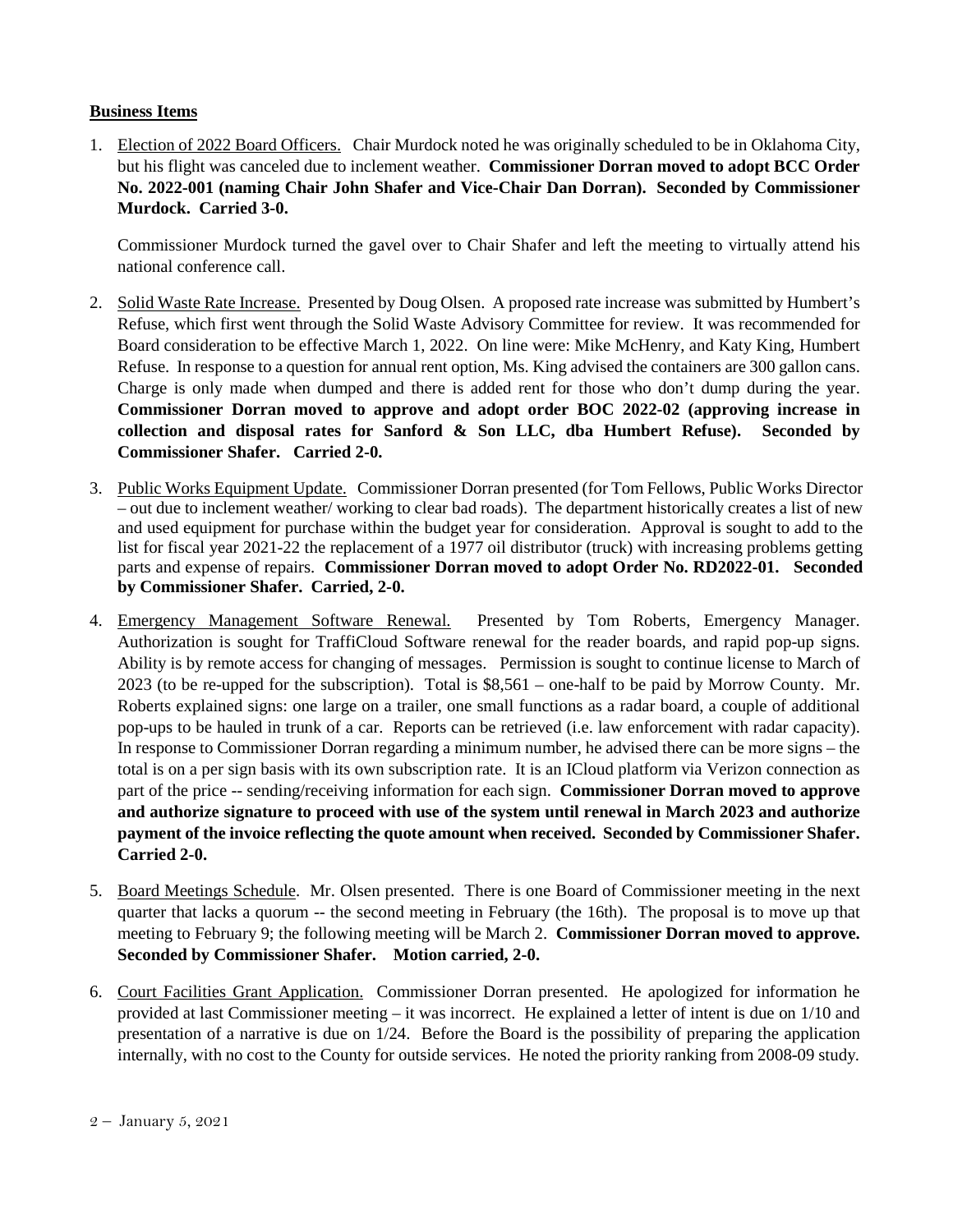**Business Items**

1. Election of 2022 Board Officers. Chair Murdock noted he was originally scheduled to be in Oklahoma City, but his flight was canceled due to inclement weather. **Commissioner Dorran moved to adopt BCC Order No. 2022-001 (naming Chair John Shafer and Vice-Chair Dan Dorran). Seconded by Commissioner Murdock. Carried 3-0.**

   Commissioner Murdock turned the gavel over to Chair Shafer and left the meeting to virtually attend his national conference call.

2. Solid Waste Rate Increase. Presented by Doug Olsen. A proposed rate increase was submitted by Humbert's Refuse, which first went through the Solid Waste Advisory Committee for review. It was recommended for Board consideration to be effective March 1, 2022. On line were: Mike McHenry, and Katy King, Humbert Refuse. In response to a question for annual rent option, Ms. King advised the containers are 300 gallon cans. Charge is only made when dumped and there is added rent for those who don't dump during the year. **Commissioner Dorran moved to approve and adopt order BOC 2022-02 (approving increase in collection and disposal rates for Sanford & Son LLC, dba Humbert Refuse). Seconded by Commissioner Shafer. Carried 2-0.**

3. Public Works Equipment Update. Commissioner Dorran presented (for Tom Fellows, Public Works Director – out due to inclement weather/ working to clear bad roads). The department historically creates a list of new and used equipment for purchase within the budget year for consideration. Approval is sought to add to the list for fiscal year 2021-22 the replacement of a 1977 oil distributor (truck) with increasing problems getting parts and expense of repairs. **Commissioner Dorran moved to adopt Order No. RD2022-01. Seconded by Commissioner Shafer. Carried, 2-0.**

4. Emergency Management Software Renewal. Presented by Tom Roberts, Emergency Manager. Authorization is sought for TraffiCloud Software renewal for the reader boards, and rapid pop-up signs. Ability is by remote access for changing of messages. Permission is sought to continue license to March of 2023 (to be re-upped for the subscription). Total is $8,561 – one-half to be paid by Morrow County. Mr. Roberts explained signs: one large on a trailer, one small functions as a radar board, a couple of additional pop-ups to be hauled in trunk of a car. Reports can be retrieved (i.e. law enforcement with radar capacity). In response to Commissioner Dorran regarding a minimum number, he advised there can be more signs – the total is on a per sign basis with its own subscription rate. It is an ICloud platform via Verizon connection as part of the price -- sending/receiving information for each sign. **Commissioner Dorran moved to approve and authorize signature to proceed with use of the system until renewal in March 2023 and authorize payment of the invoice reflecting the quote amount when received. Seconded by Commissioner Shafer. Carried 2-0.**

5. Board Meetings Schedule. Mr. Olsen presented. There is one Board of Commissioner meeting in the next quarter that lacks a quorum -- the second meeting in February (the 16th). The proposal is to move up that meeting to February 9; the following meeting will be March 2. **Commissioner Dorran moved to approve. Seconded by Commissioner Shafer. Motion carried, 2-0.**

6. Court Facilities Grant Application. Commissioner Dorran presented. He apologized for information he provided at last Commissioner meeting – it was incorrect. He explained a letter of intent is due on 1/10 and presentation of a narrative is due on 1/24. Before the Board is the possibility of preparing the application internally, with no cost to the County for outside services. He noted the priority ranking from 2008-09 study.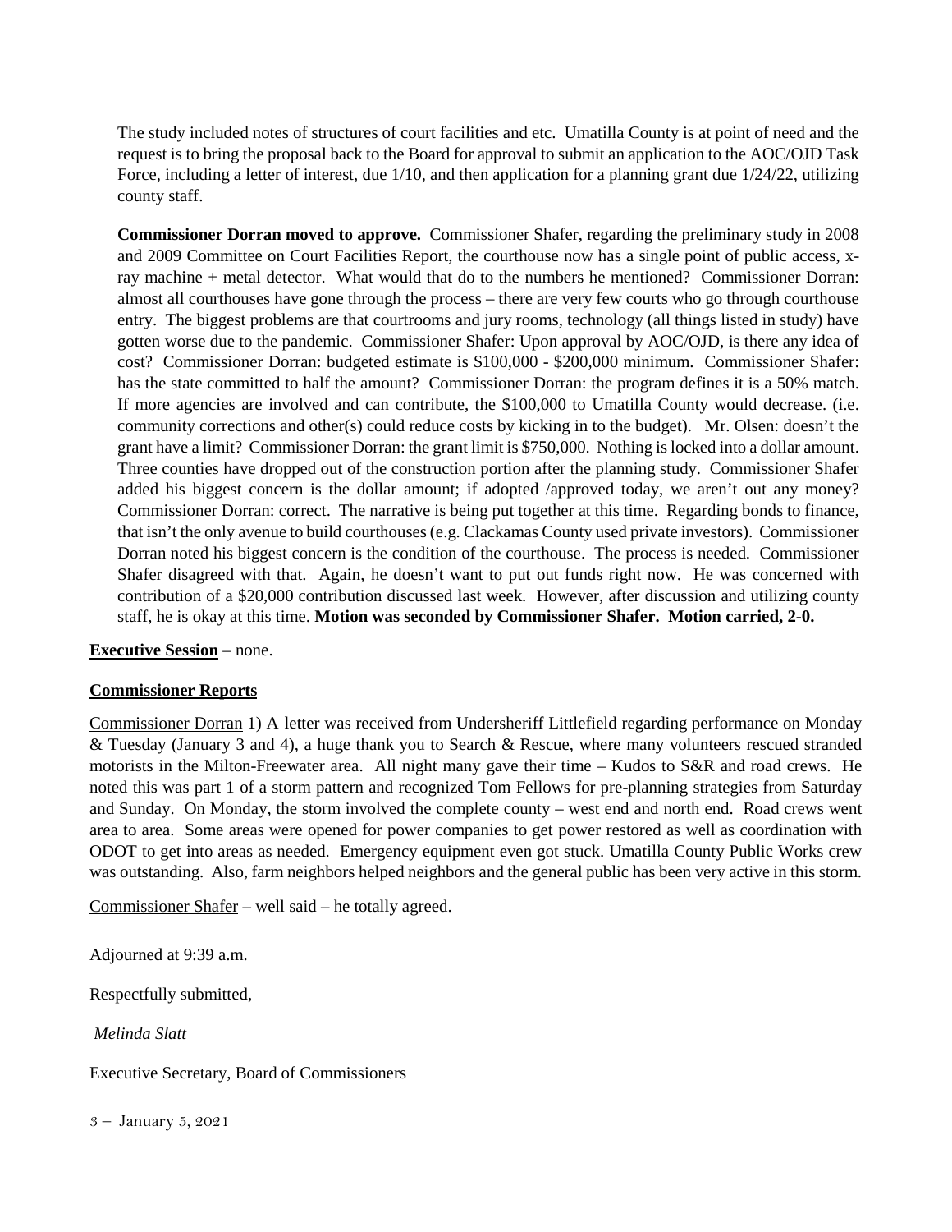The study included notes of structures of court facilities and etc. Umatilla County is at point of need and the request is to bring the proposal back to the Board for approval to submit an application to the AOC/OJD Task Force, including a letter of interest, due 1/10, and then application for a planning grant due 1/24/22, utilizing county staff.

**Commissioner Dorran moved to approve.** Commissioner Shafer, regarding the preliminary study in 2008 and 2009 Committee on Court Facilities Report, the courthouse now has a single point of public access, x-ray machine + metal detector. What would that do to the numbers he mentioned? Commissioner Dorran: almost all courthouses have gone through the process – there are very few courts who go through courthouse entry. The biggest problems are that courtrooms and jury rooms, technology (all things listed in study) have gotten worse due to the pandemic. Commissioner Shafer: Upon approval by AOC/OJD, is there any idea of cost? Commissioner Dorran: budgeted estimate is $100,000 - $200,000 minimum. Commissioner Shafer: has the state committed to half the amount? Commissioner Dorran: the program defines it is a 50% match. If more agencies are involved and can contribute, the $100,000 to Umatilla County would decrease. (i.e. community corrections and other(s) could reduce costs by kicking in to the budget). Mr. Olsen: doesn't the grant have a limit? Commissioner Dorran: the grant limit is $750,000. Nothing is locked into a dollar amount. Three counties have dropped out of the construction portion after the planning study. Commissioner Shafer added his biggest concern is the dollar amount; if adopted /approved today, we aren't out any money? Commissioner Dorran: correct. The narrative is being put together at this time. Regarding bonds to finance, that isn't the only avenue to build courthouses (e.g. Clackamas County used private investors). Commissioner Dorran noted his biggest concern is the condition of the courthouse. The process is needed. Commissioner Shafer disagreed with that. Again, he doesn't want to put out funds right now. He was concerned with contribution of a $20,000 contribution discussed last week. However, after discussion and utilizing county staff, he is okay at this time. **Motion was seconded by Commissioner Shafer. Motion carried, 2-0.**

**<u>Executive Session</u>** – none.

**<u>Commissioner Reports</u>**

<u>Commissioner Dorran</u> 1) A letter was received from Undersheriff Littlefield regarding performance on Monday & Tuesday (January 3 and 4), a huge thank you to Search & Rescue, where many volunteers rescued stranded motorists in the Milton-Freewater area. All night many gave their time – Kudos to S&R and road crews. He noted this was part 1 of a storm pattern and recognized Tom Fellows for pre-planning strategies from Saturday and Sunday. On Monday, the storm involved the complete county – west end and north end. Road crews went area to area. Some areas were opened for power companies to get power restored as well as coordination with ODOT to get into areas as needed. Emergency equipment even got stuck. Umatilla County Public Works crew was outstanding. Also, farm neighbors helped neighbors and the general public has been very active in this storm.

<u>Commissioner Shafer</u> – well said – he totally agreed.

Adjourned at 9:39 a.m.

Respectfully submitted,

*Melinda Slatt*

Executive Secretary, Board of Commissioners